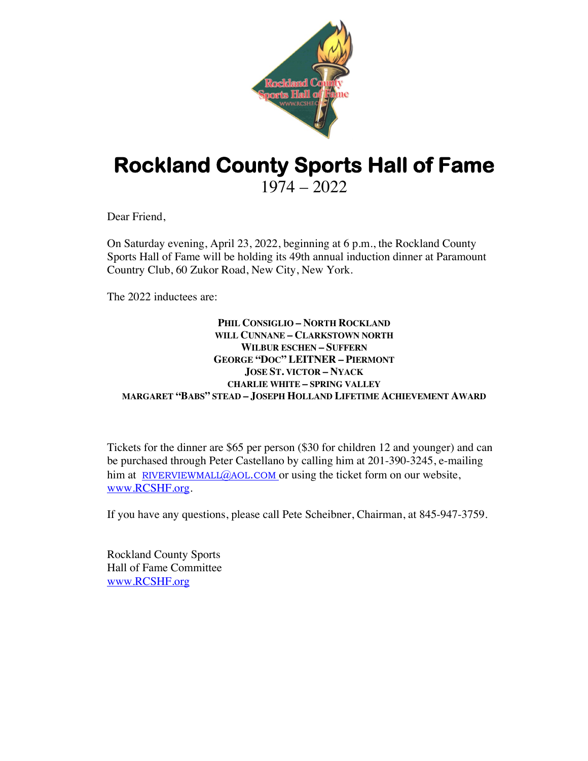# Rockland County Sports Hall of Fame

1974 – 2022

Dear Friend,

On Saturday evening, April 23, 2022, beginning at 6 p.m., the Rockland County Sports Hall of Fame will be holding its 49th annual induction dinner at Paramount Country Club, 60 Zukor Road, New City, New York.

The 2022 inductees are:

**PHIL CONSIGLIO – NORTH ROCKLAND**
**WILL CUNNANE – CLARKSTOWN NORTH**
**WILBUR ESCHEN – SUFFERN**
**GEORGE "DOC" LEITNER – PIERMONT**
**JOSE ST. VICTOR – NYACK**
**CHARLIE WHITE – SPRING VALLEY**
**MARGARET "BABS" STEAD – JOSEPH HOLLAND LIFETIME ACHIEVEMENT AWARD**

Tickets for the dinner are $65 per person ($30 for children 12 and younger) and can be purchased through Peter Castellano by calling him at 201-390-3245, e-mailing him at RIVERVIEWMALL@AOL.COM or using the ticket form on our website, www.RCSHF.org.

If you have any questions, please call Pete Scheibner, Chairman, at 845-947-3759.

Rockland County Sports
Hall of Fame Committee
www.RCSHF.org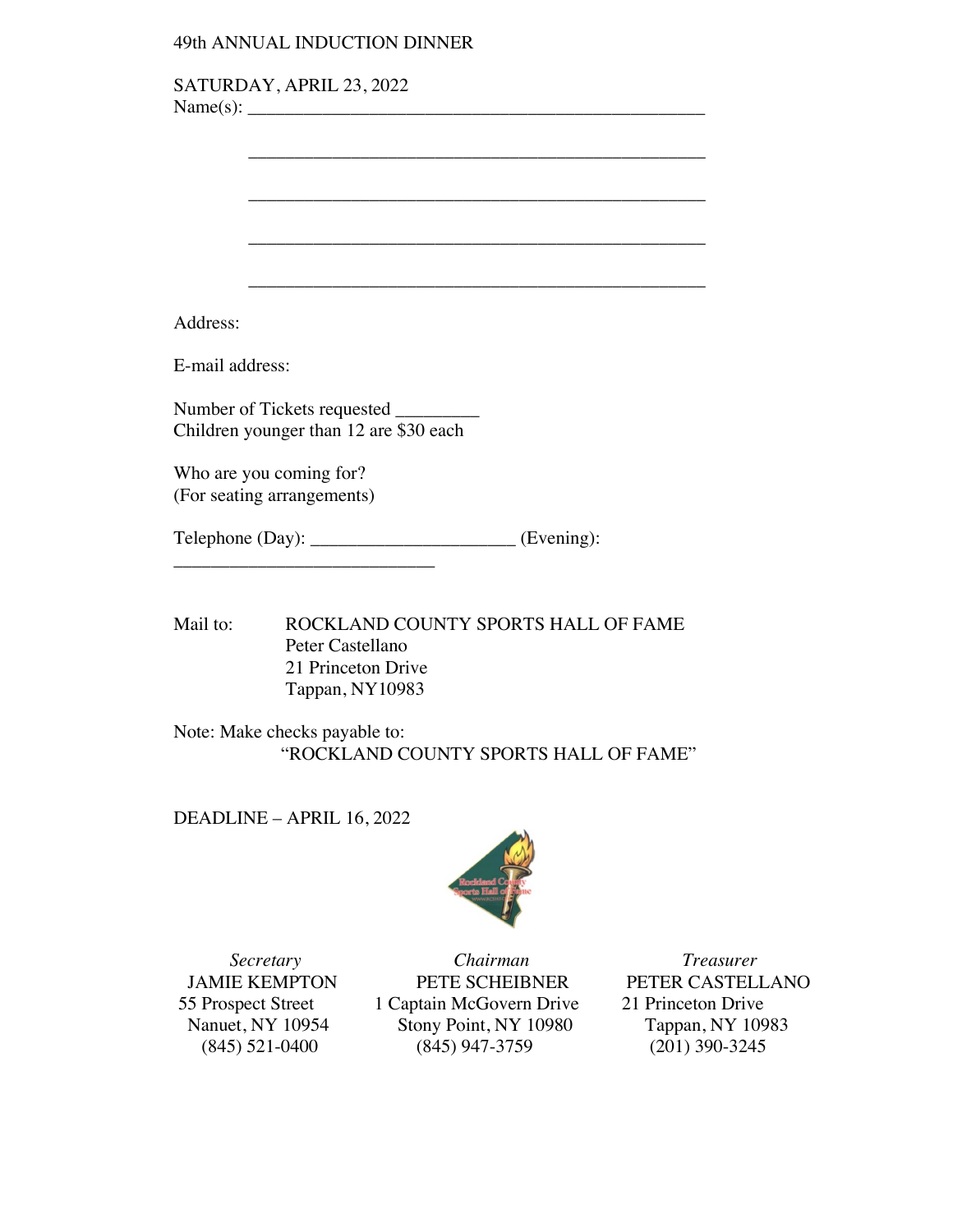49th ANNUAL INDUCTION DINNER

SATURDAY, APRIL 23, 2022

Name(s): ____________________________________________________

____________________________________________________

____________________________________________________

____________________________________________________

____________________________________________________

Address:

E-mail address:

Number of Tickets requested _________

Children younger than 12 are $30 each

Who are you coming for?

(For seating arrangements)

Telephone (Day): ______________________ (Evening): ____________________________

Mail to: ROCKLAND COUNTY SPORTS HALL OF FAME
Peter Castellano
21 Princeton Drive
Tappan, NY10983

Note: Make checks payable to:
"ROCKLAND COUNTY SPORTS HALL OF FAME"

DEADLINE – APRIL 16, 2022

| *Secretary* | *Chairman* | *Treasurer* |
|---|---|---|
| JAMIE KEMPTON | PETE SCHEIBNER | PETER CASTELLANO |
| 55 Prospect Street | 1 Captain McGovern Drive | 21 Princeton Drive |
| Nanuet, NY 10954 | Stony Point, NY 10980 | Tappan, NY 10983 |
| (845) 521-0400 | (845) 947-3759 | (201) 390-3245 |